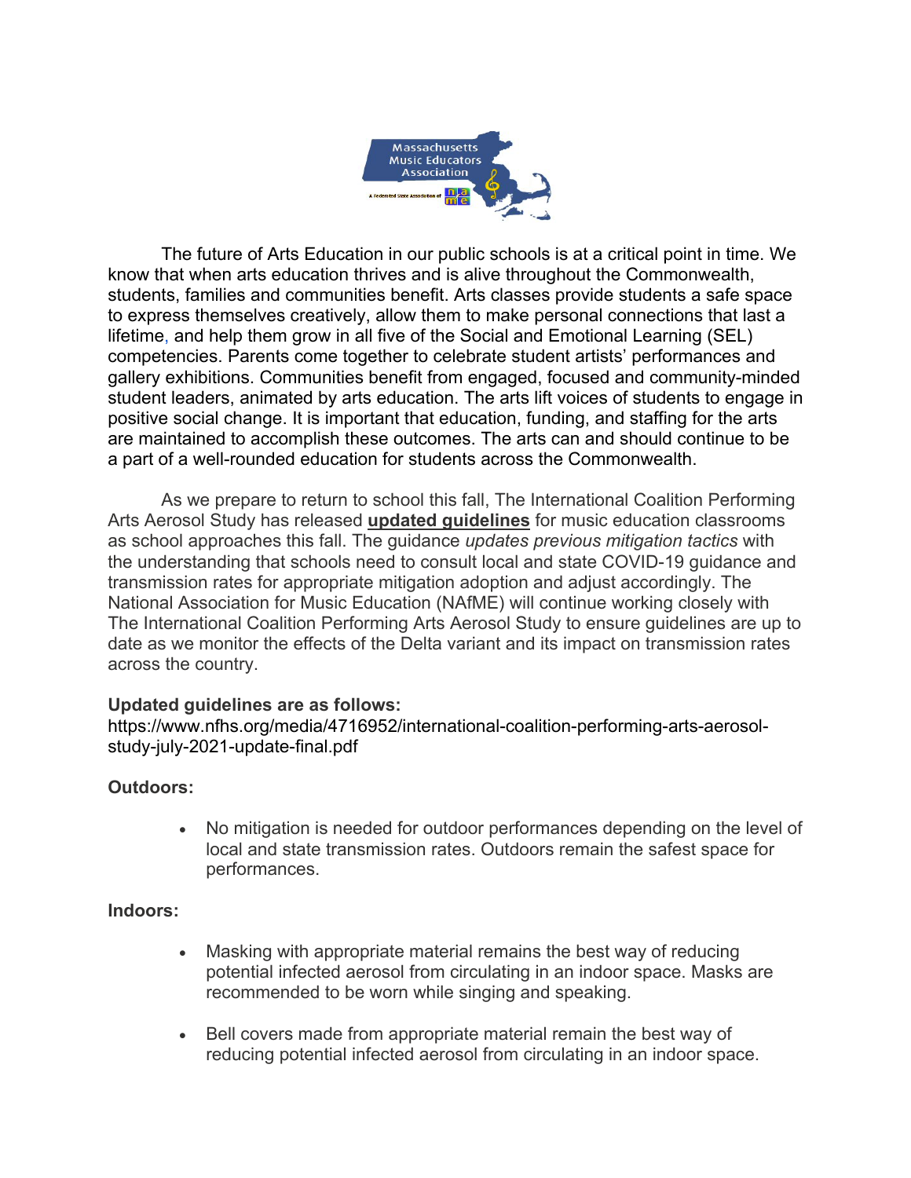The future of Arts Education in our public schools is at a critical point in time. We know that when arts education thrives and is alive throughout the Commonwealth, students, families and communities benefit. Arts classes provide students a safe space to express themselves creatively, allow them to make personal connections that last a lifetime, and help them grow in all five of the Social and Emotional Learning (SEL) competencies. Parents come together to celebrate student artists' performances and gallery exhibitions. Communities benefit from engaged, focused and community-minded student leaders, animated by arts education. The arts lift voices of students to engage in positive social change. It is important that education, funding, and staffing for the arts are maintained to accomplish these outcomes. The arts can and should continue to be a part of a well-rounded education for students across the Commonwealth.

As we prepare to return to school this fall, The International Coalition Performing Arts Aerosol Study has released **updated guidelines** for music education classrooms as school approaches this fall. The guidance *updates previous mitigation tactics* with the understanding that schools need to consult local and state COVID-19 guidance and transmission rates for appropriate mitigation adoption and adjust accordingly. The National Association for Music Education (NAfME) will continue working closely with The International Coalition Performing Arts Aerosol Study to ensure guidelines are up to date as we monitor the effects of the Delta variant and its impact on transmission rates across the country.

**Updated guidelines are as follows:**
https://www.nfhs.org/media/4716952/international-coalition-performing-arts-aerosol-study-july-2021-update-final.pdf

**Outdoors:**

- No mitigation is needed for outdoor performances depending on the level of local and state transmission rates. Outdoors remain the safest space for performances.

**Indoors:**

- Masking with appropriate material remains the best way of reducing potential infected aerosol from circulating in an indoor space. Masks are recommended to be worn while singing and speaking.

- Bell covers made from appropriate material remain the best way of reducing potential infected aerosol from circulating in an indoor space.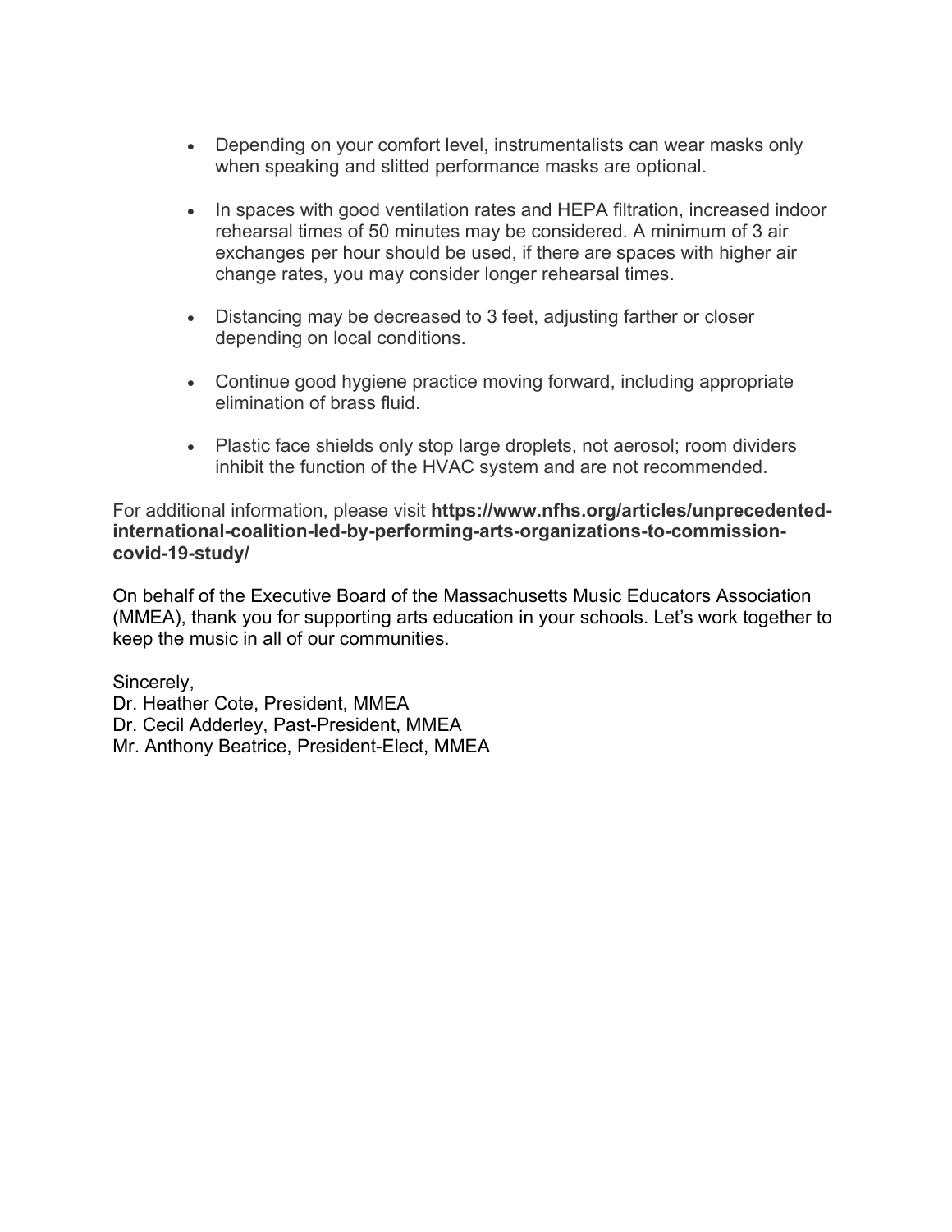- Depending on your comfort level, instrumentalists can wear masks only when speaking and slitted performance masks are optional.
- In spaces with good ventilation rates and HEPA filtration, increased indoor rehearsal times of 50 minutes may be considered. A minimum of 3 air exchanges per hour should be used, if there are spaces with higher air change rates, you may consider longer rehearsal times.
- Distancing may be decreased to 3 feet, adjusting farther or closer depending on local conditions.
- Continue good hygiene practice moving forward, including appropriate elimination of brass fluid.
- Plastic face shields only stop large droplets, not aerosol; room dividers inhibit the function of the HVAC system and are not recommended.

For additional information, please visit **https://www.nfhs.org/articles/unprecedented-international-coalition-led-by-performing-arts-organizations-to-commission-covid-19-study/**

On behalf of the Executive Board of the Massachusetts Music Educators Association (MMEA), thank you for supporting arts education in your schools. Let's work together to keep the music in all of our communities.

Sincerely,
Dr. Heather Cote, President, MMEA
Dr. Cecil Adderley, Past-President, MMEA
Mr. Anthony Beatrice, President-Elect, MMEA